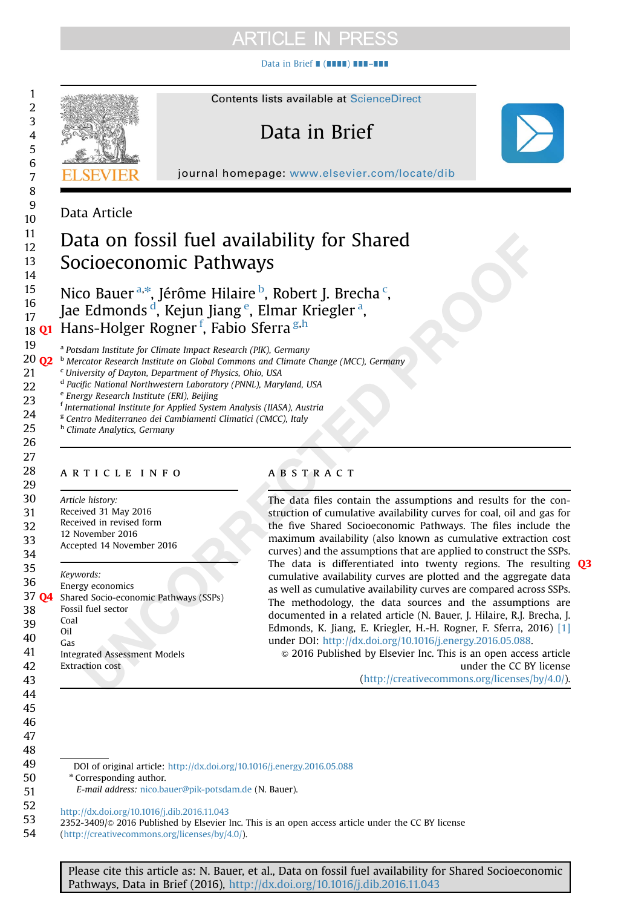Contents lists available at ScienceDirect

# Data in Brief

journal homepage: www.elsevier.com/locate/dib

Data Article

# Data on fossil fuel availability for Shared Socioeconomic Pathways

Nico Bauer [a,*], Jérôme Hilaire [b], Robert J. Brecha [c], Jae Edmonds [d], Kejun Jiang [e], Elmar Kriegler [a], Hans-Holger Rogner [f], Fabio Sferra [g,h]

[a] Potsdam Institute for Climate Impact Research (PIK), Germany
[b] Mercator Research Institute on Global Commons and Climate Change (MCC), Germany
[c] University of Dayton, Department of Physics, Ohio, USA
[d] Pacific National Northwestern Laboratory (PNNL), Maryland, USA
[e] Energy Research Institute (ERI), Beijing
[f] International Institute for Applied System Analysis (IIASA), Austria
[g] Centro Mediterraneo dei Cambiamenti Climatici (CMCC), Italy
[h] Climate Analytics, Germany

## ARTICLE INFO

*Article history:*
Received 31 May 2016
Received in revised form
12 November 2016
Accepted 14 November 2016

*Keywords:*
Energy economics
Shared Socio-economic Pathways (SSPs)
Fossil fuel sector
Coal
Oil
Gas
Integrated Assessment Models
Extraction cost

## ABSTRACT

The data files contain the assumptions and results for the construction of cumulative availability curves for coal, oil and gas for the five Shared Socioeconomic Pathways. The files include the maximum availability (also known as cumulative extraction cost curves) and the assumptions that are applied to construct the SSPs. The data is differentiated into twenty regions. The resulting cumulative availability curves are plotted and the aggregate data as well as cumulative availability curves are compared across SSPs. The methodology, the data sources and the assumptions are documented in a related article (N. Bauer, J. Hilaire, R.J. Brecha, J. Edmonds, K. Jiang, E. Kriegler, H.-H. Rogner, F. Sferra, 2016) [1] under DOI: http://dx.doi.org/10.1016/j.energy.2016.05.088.

© 2016 Published by Elsevier Inc. This is an open access article under the CC BY license (http://creativecommons.org/licenses/by/4.0/).

DOI of original article: http://dx.doi.org/10.1016/j.energy.2016.05.088
* Corresponding author.
*E-mail address:* nico.bauer@pik-potsdam.de (N. Bauer).

http://dx.doi.org/10.1016/j.dib.2016.11.043
2352-3409/© 2016 Published by Elsevier Inc. This is an open access article under the CC BY license (http://creativecommons.org/licenses/by/4.0/).

Please cite this article as: N. Bauer, et al., Data on fossil fuel availability for Shared Socioeconomic Pathways, Data in Brief (2016), http://dx.doi.org/10.1016/j.dib.2016.11.043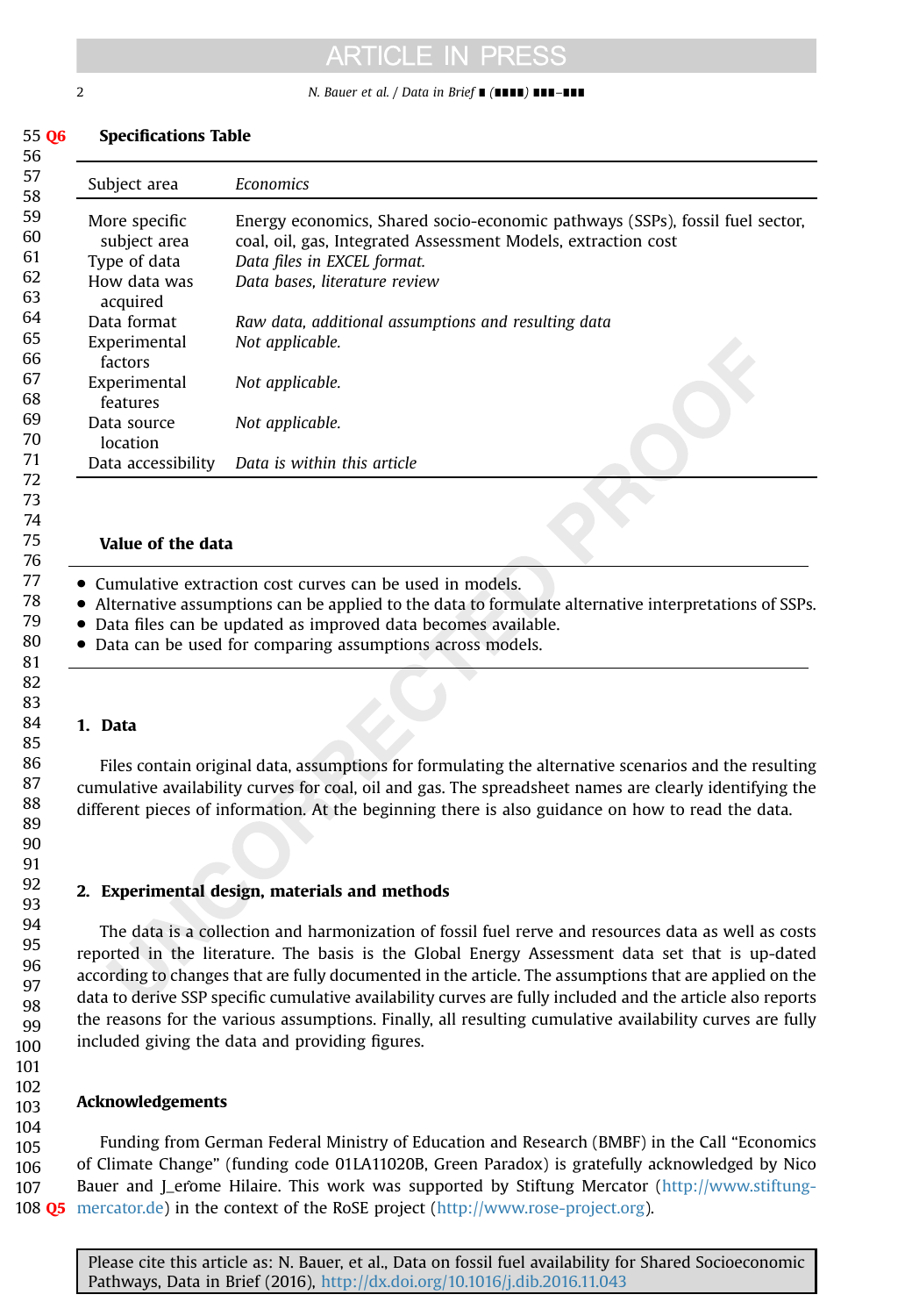**Specifications Table**

| Subject area | *Economics* |
|---|---|
| More specific subject area | Energy economics, Shared socio-economic pathways (SSPs), fossil fuel sector, coal, oil, gas, Integrated Assessment Models, extraction cost |
| Type of data | *Data files in EXCEL format.* |
| How data was acquired | *Data bases, literature review* |
| Data format | *Raw data, additional assumptions and resulting data* |
| Experimental factors | *Not applicable.* |
| Experimental features | *Not applicable.* |
| Data source location | *Not applicable.* |
| Data accessibility | *Data is within this article* |

**Value of the data**

- Cumulative extraction cost curves can be used in models.
- Alternative assumptions can be applied to the data to formulate alternative interpretations of SSPs.
- Data files can be updated as improved data becomes available.
- Data can be used for comparing assumptions across models.

## 1. Data

Files contain original data, assumptions for formulating the alternative scenarios and the resulting cumulative availability curves for coal, oil and gas. The spreadsheet names are clearly identifying the different pieces of information. At the beginning there is also guidance on how to read the data.

## 2. Experimental design, materials and methods

The data is a collection and harmonization of fossil fuel rerve and resources data as well as costs reported in the literature. The basis is the Global Energy Assessment data set that is up-dated according to changes that are fully documented in the article. The assumptions that are applied on the data to derive SSP specific cumulative availability curves are fully included and the article also reports the reasons for the various assumptions. Finally, all resulting cumulative availability curves are fully included giving the data and providing figures.

## Acknowledgements

Funding from German Federal Ministry of Education and Research (BMBF) in the Call "Economics of Climate Change" (funding code 01LA11020B, Green Paradox) is gratefully acknowledged by Nico Bauer and J_erome Hilaire. This work was supported by Stiftung Mercator (http://www.stiftung-mercator.de) in the context of the RoSE project (http://www.rose-project.org).

Please cite this article as: N. Bauer, et al., Data on fossil fuel availability for Shared Socioeconomic Pathways, Data in Brief (2016), http://dx.doi.org/10.1016/j.dib.2016.11.043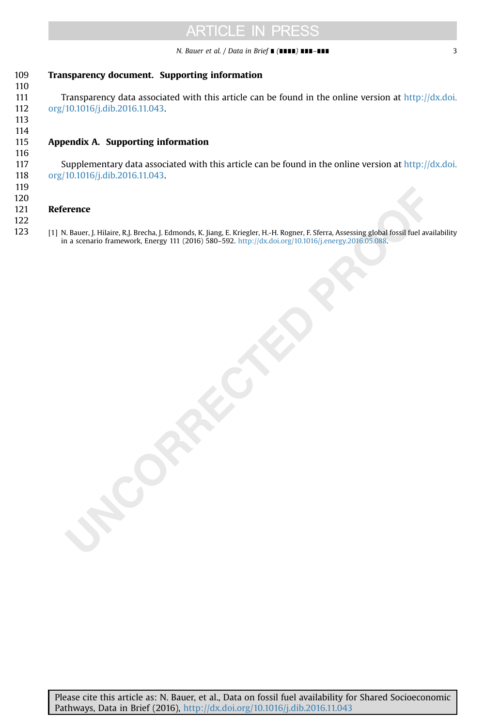## Transparency document. Supporting information

Transparency data associated with this article can be found in the online version at http://dx.doi.org/10.1016/j.dib.2016.11.043.

## Appendix A. Supporting information

Supplementary data associated with this article can be found in the online version at http://dx.doi.org/10.1016/j.dib.2016.11.043.

## Reference

[1] N. Bauer, J. Hilaire, R.J. Brecha, J. Edmonds, K. Jiang, E. Kriegler, H.-H. Rogner, F. Sferra, Assessing global fossil fuel availability in a scenario framework, Energy 111 (2016) 580–592. http://dx.doi.org/10.1016/j.energy.2016.05.088.

Please cite this article as: N. Bauer, et al., Data on fossil fuel availability for Shared Socioeconomic Pathways, Data in Brief (2016), http://dx.doi.org/10.1016/j.dib.2016.11.043